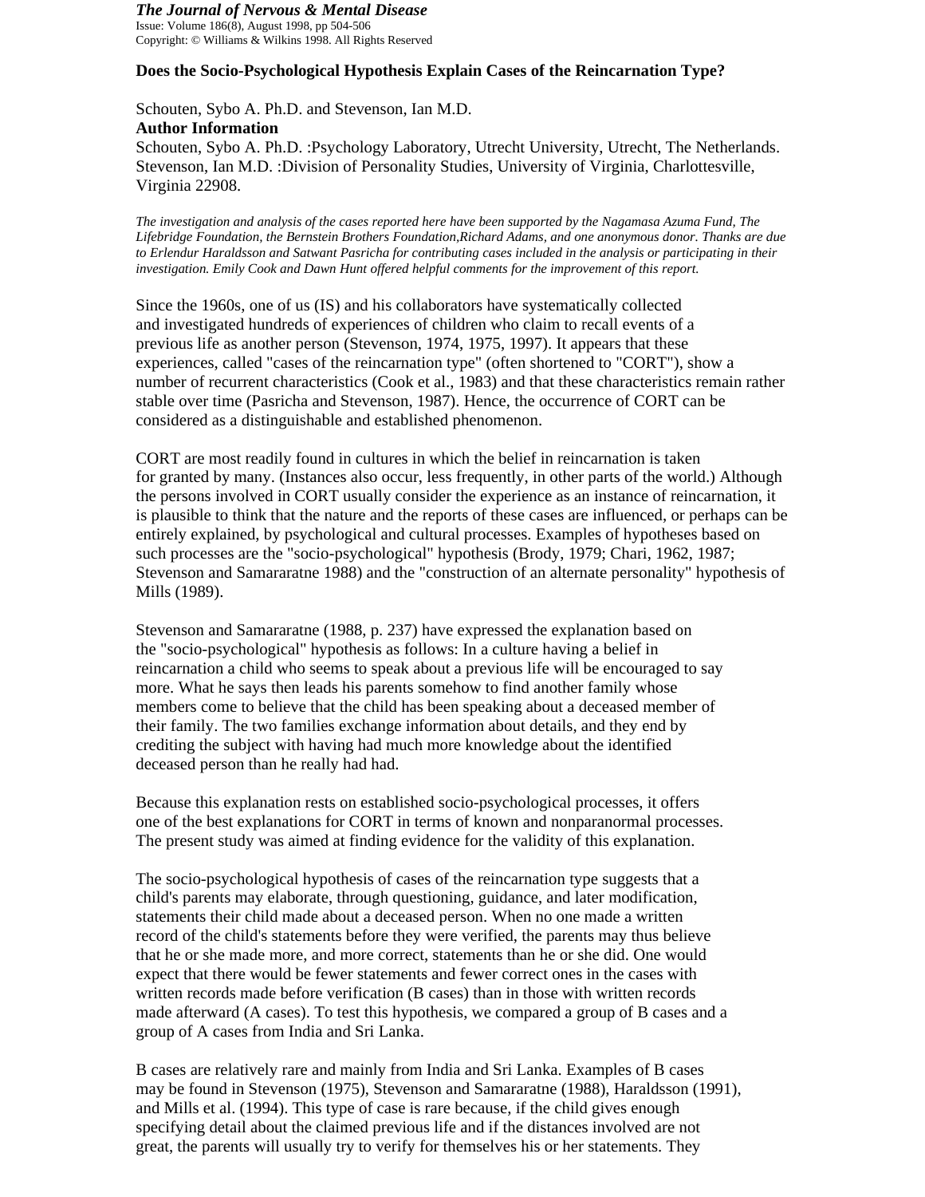*The Journal of Nervous & Mental Disease*
Issue: Volume 186(8), August 1998, pp 504-506
Copyright: © Williams & Wilkins 1998. All Rights Reserved

**Does the Socio-Psychological Hypothesis Explain Cases of the Reincarnation Type?**

Schouten, Sybo A. Ph.D. and Stevenson, Ian M.D.

**Author Information**

Schouten, Sybo A. Ph.D. :Psychology Laboratory, Utrecht University, Utrecht, The Netherlands.
Stevenson, Ian M.D. :Division of Personality Studies, University of Virginia, Charlottesville, Virginia 22908.

*The investigation and analysis of the cases reported here have been supported by the Nagamasa Azuma Fund, The Lifebridge Foundation, the Bernstein Brothers Foundation,Richard Adams, and one anonymous donor. Thanks are due to Erlendur Haraldsson and Satwant Pasricha for contributing cases included in the analysis or participating in their investigation. Emily Cook and Dawn Hunt offered helpful comments for the improvement of this report.*

Since the 1960s, one of us (IS) and his collaborators have systematically collected and investigated hundreds of experiences of children who claim to recall events of a previous life as another person (Stevenson, 1974, 1975, 1997). It appears that these experiences, called "cases of the reincarnation type" (often shortened to "CORT"), show a number of recurrent characteristics (Cook et al., 1983) and that these characteristics remain rather stable over time (Pasricha and Stevenson, 1987). Hence, the occurrence of CORT can be considered as a distinguishable and established phenomenon.

CORT are most readily found in cultures in which the belief in reincarnation is taken for granted by many. (Instances also occur, less frequently, in other parts of the world.) Although the persons involved in CORT usually consider the experience as an instance of reincarnation, it is plausible to think that the nature and the reports of these cases are influenced, or perhaps can be entirely explained, by psychological and cultural processes. Examples of hypotheses based on such processes are the "socio-psychological" hypothesis (Brody, 1979; Chari, 1962, 1987; Stevenson and Samararatne 1988) and the "construction of an alternate personality" hypothesis of Mills (1989).

Stevenson and Samararatne (1988, p. 237) have expressed the explanation based on the "socio-psychological" hypothesis as follows: In a culture having a belief in reincarnation a child who seems to speak about a previous life will be encouraged to say more. What he says then leads his parents somehow to find another family whose members come to believe that the child has been speaking about a deceased member of their family. The two families exchange information about details, and they end by crediting the subject with having had much more knowledge about the identified deceased person than he really had had.

Because this explanation rests on established socio-psychological processes, it offers one of the best explanations for CORT in terms of known and nonparanormal processes. The present study was aimed at finding evidence for the validity of this explanation.

The socio-psychological hypothesis of cases of the reincarnation type suggests that a child's parents may elaborate, through questioning, guidance, and later modification, statements their child made about a deceased person. When no one made a written record of the child's statements before they were verified, the parents may thus believe that he or she made more, and more correct, statements than he or she did. One would expect that there would be fewer statements and fewer correct ones in the cases with written records made before verification (B cases) than in those with written records made afterward (A cases). To test this hypothesis, we compared a group of B cases and a group of A cases from India and Sri Lanka.

B cases are relatively rare and mainly from India and Sri Lanka. Examples of B cases may be found in Stevenson (1975), Stevenson and Samararatne (1988), Haraldsson (1991), and Mills et al. (1994). This type of case is rare because, if the child gives enough specifying detail about the claimed previous life and if the distances involved are not great, the parents will usually try to verify for themselves his or her statements. They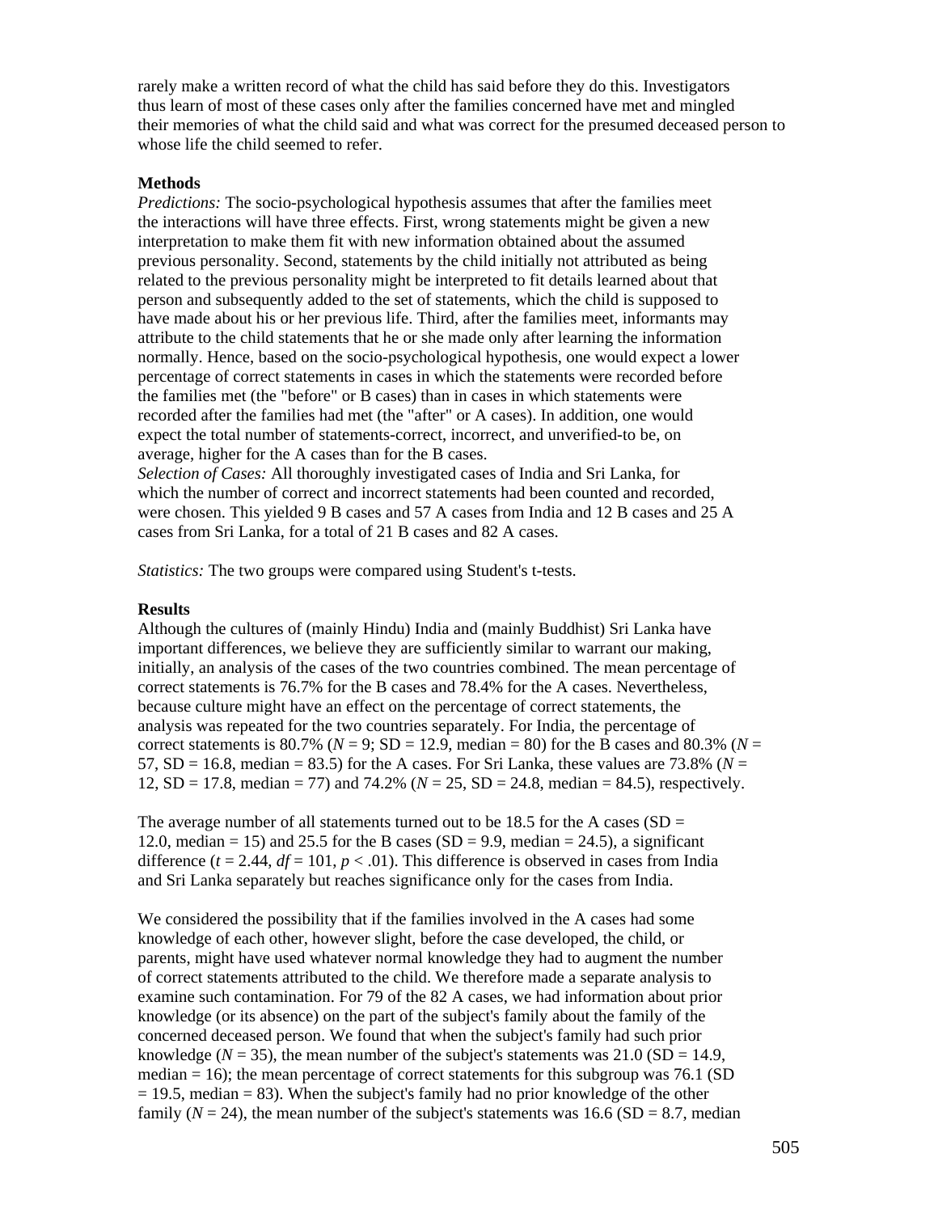rarely make a written record of what the child has said before they do this. Investigators thus learn of most of these cases only after the families concerned have met and mingled their memories of what the child said and what was correct for the presumed deceased person to whose life the child seemed to refer.

**Methods**

*Predictions:* The socio-psychological hypothesis assumes that after the families meet the interactions will have three effects. First, wrong statements might be given a new interpretation to make them fit with new information obtained about the assumed previous personality. Second, statements by the child initially not attributed as being related to the previous personality might be interpreted to fit details learned about that person and subsequently added to the set of statements, which the child is supposed to have made about his or her previous life. Third, after the families meet, informants may attribute to the child statements that he or she made only after learning the information normally. Hence, based on the socio-psychological hypothesis, one would expect a lower percentage of correct statements in cases in which the statements were recorded before the families met (the "before" or B cases) than in cases in which statements were recorded after the families had met (the "after" or A cases). In addition, one would expect the total number of statements-correct, incorrect, and unverified-to be, on average, higher for the A cases than for the B cases.

*Selection of Cases:* All thoroughly investigated cases of India and Sri Lanka, for which the number of correct and incorrect statements had been counted and recorded, were chosen. This yielded 9 B cases and 57 A cases from India and 12 B cases and 25 A cases from Sri Lanka, for a total of 21 B cases and 82 A cases.

*Statistics:* The two groups were compared using Student's t-tests.

**Results**

Although the cultures of (mainly Hindu) India and (mainly Buddhist) Sri Lanka have important differences, we believe they are sufficiently similar to warrant our making, initially, an analysis of the cases of the two countries combined. The mean percentage of correct statements is 76.7% for the B cases and 78.4% for the A cases. Nevertheless, because culture might have an effect on the percentage of correct statements, the analysis was repeated for the two countries separately. For India, the percentage of correct statements is 80.7% ($N = 9$; SD = 12.9, median = 80) for the B cases and 80.3% ($N = 57$, SD = 16.8, median = 83.5) for the A cases. For Sri Lanka, these values are 73.8% ($N = 12$, SD = 17.8, median = 77) and 74.2% ($N = 25$, SD = 24.8, median = 84.5), respectively.

The average number of all statements turned out to be 18.5 for the A cases (SD = 12.0, median = 15) and 25.5 for the B cases (SD = 9.9, median = 24.5), a significant difference ($t = 2.44$, $df = 101$, $p < .01$). This difference is observed in cases from India and Sri Lanka separately but reaches significance only for the cases from India.

We considered the possibility that if the families involved in the A cases had some knowledge of each other, however slight, before the case developed, the child, or parents, might have used whatever normal knowledge they had to augment the number of correct statements attributed to the child. We therefore made a separate analysis to examine such contamination. For 79 of the 82 A cases, we had information about prior knowledge (or its absence) on the part of the subject's family about the family of the concerned deceased person. We found that when the subject's family had such prior knowledge ($N = 35$), the mean number of the subject's statements was 21.0 (SD = 14.9, median = 16); the mean percentage of correct statements for this subgroup was 76.1 (SD = 19.5, median = 83). When the subject's family had no prior knowledge of the other family ($N = 24$), the mean number of the subject's statements was 16.6 (SD = 8.7, median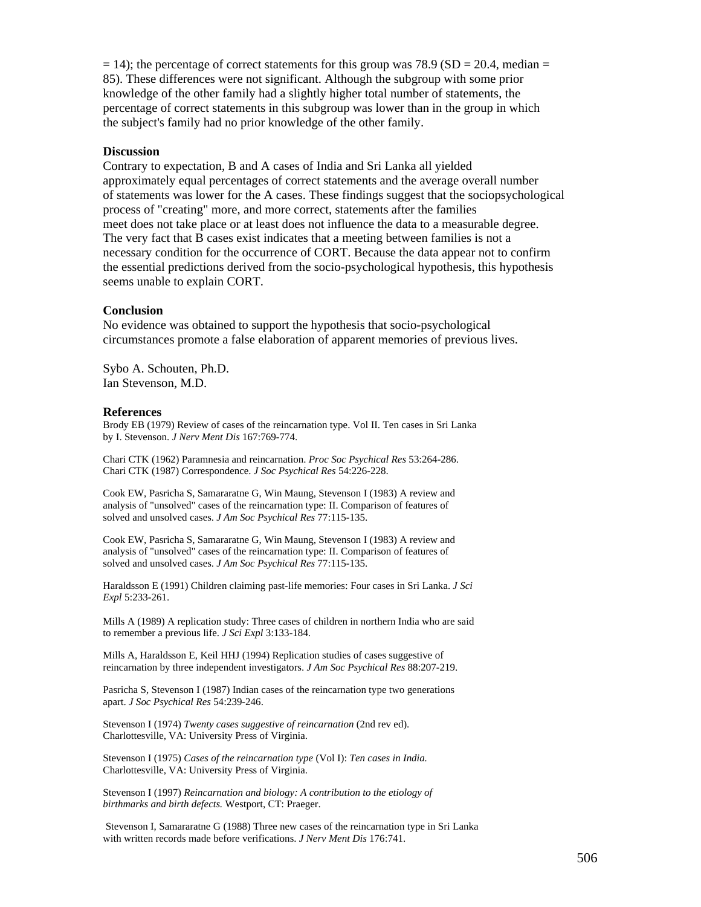= 14); the percentage of correct statements for this group was 78.9 (SD = 20.4, median = 85). These differences were not significant. Although the subgroup with some prior knowledge of the other family had a slightly higher total number of statements, the percentage of correct statements in this subgroup was lower than in the group in which the subject's family had no prior knowledge of the other family.

**Discussion**

Contrary to expectation, B and A cases of India and Sri Lanka all yielded approximately equal percentages of correct statements and the average overall number of statements was lower for the A cases. These findings suggest that the sociopsychological process of "creating" more, and more correct, statements after the families meet does not take place or at least does not influence the data to a measurable degree. The very fact that B cases exist indicates that a meeting between families is not a necessary condition for the occurrence of CORT. Because the data appear not to confirm the essential predictions derived from the socio-psychological hypothesis, this hypothesis seems unable to explain CORT.

**Conclusion**

No evidence was obtained to support the hypothesis that socio-psychological circumstances promote a false elaboration of apparent memories of previous lives.

Sybo A. Schouten, Ph.D.
Ian Stevenson, M.D.

**References**

Brody EB (1979) Review of cases of the reincarnation type. Vol II. Ten cases in Sri Lanka by I. Stevenson. *J Nerv Ment Dis* 167:769-774.

Chari CTK (1962) Paramnesia and reincarnation. *Proc Soc Psychical Res* 53:264-286.
Chari CTK (1987) Correspondence. *J Soc Psychical Res* 54:226-228.

Cook EW, Pasricha S, Samararatne G, Win Maung, Stevenson I (1983) A review and analysis of "unsolved" cases of the reincarnation type: II. Comparison of features of solved and unsolved cases. *J Am Soc Psychical Res* 77:115-135.

Cook EW, Pasricha S, Samararatne G, Win Maung, Stevenson I (1983) A review and analysis of "unsolved" cases of the reincarnation type: II. Comparison of features of solved and unsolved cases. *J Am Soc Psychical Res* 77:115-135.

Haraldsson E (1991) Children claiming past-life memories: Four cases in Sri Lanka. *J Sci Expl* 5:233-261.

Mills A (1989) A replication study: Three cases of children in northern India who are said to remember a previous life. *J Sci Expl* 3:133-184.

Mills A, Haraldsson E, Keil HHJ (1994) Replication studies of cases suggestive of reincarnation by three independent investigators. *J Am Soc Psychical Res* 88:207-219.

Pasricha S, Stevenson I (1987) Indian cases of the reincarnation type two generations apart. *J Soc Psychical Res* 54:239-246.

Stevenson I (1974) *Twenty cases suggestive of reincarnation* (2nd rev ed). Charlottesville, VA: University Press of Virginia.

Stevenson I (1975) *Cases of the reincarnation type* (Vol I): *Ten cases in India.* Charlottesville, VA: University Press of Virginia.

Stevenson I (1997) *Reincarnation and biology: A contribution to the etiology of birthmarks and birth defects.* Westport, CT: Praeger.

Stevenson I, Samararatne G (1988) Three new cases of the reincarnation type in Sri Lanka with written records made before verifications. *J Nerv Ment Dis* 176:741.